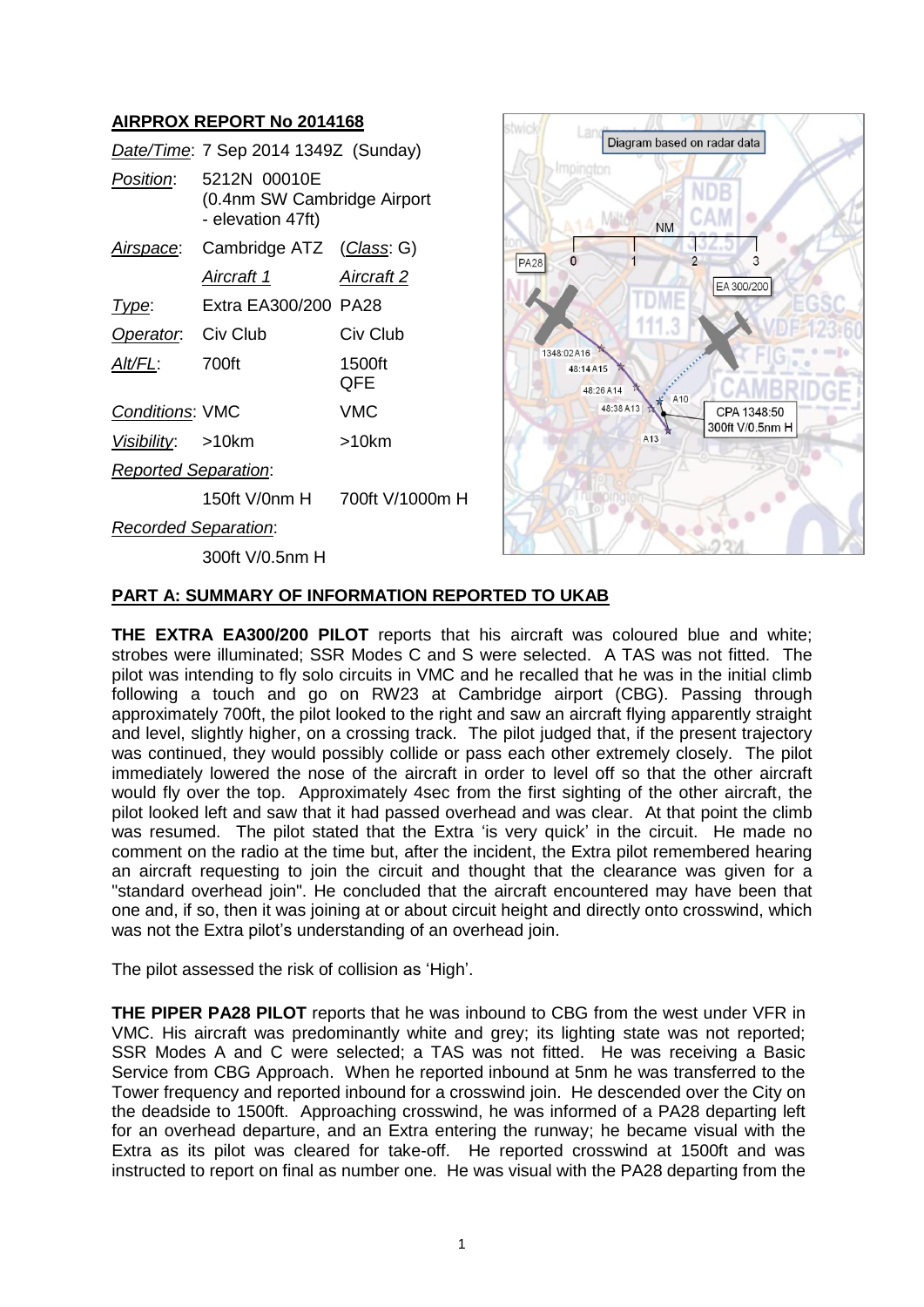## AIRPROX REPORT No 2014168

| | | |
|---|---|---|
| *Date/Time*: | 7 Sep 2014 1349Z (Sunday) | |
| *Position*: | 5212N 00010E (0.4nm SW Cambridge Airport - elevation 47ft) | |
| *Airspace*: | Cambridge ATZ | (*Class*: G) |
| | *Aircraft 1* | *Aircraft 2* |
| *Type*: | Extra EA300/200 | PA28 |
| *Operator*: | Civ Club | Civ Club |
| *Alt/FL*: | 700ft | 1500ft QFE |
| *Conditions*: | VMC | VMC |
| *Visibility*: | >10km | >10km |
| *Reported Separation*: | | |
| | 150ft V/0nm H | 700ft V/1000m H |
| *Recorded Separation*: | | |
| | 300ft V/0.5nm H | |

## PART A: SUMMARY OF INFORMATION REPORTED TO UKAB

**THE EXTRA EA300/200 PILOT** reports that his aircraft was coloured blue and white; strobes were illuminated; SSR Modes C and S were selected. A TAS was not fitted. The pilot was intending to fly solo circuits in VMC and he recalled that he was in the initial climb following a touch and go on RW23 at Cambridge airport (CBG). Passing through approximately 700ft, the pilot looked to the right and saw an aircraft flying apparently straight and level, slightly higher, on a crossing track. The pilot judged that, if the present trajectory was continued, they would possibly collide or pass each other extremely closely. The pilot immediately lowered the nose of the aircraft in order to level off so that the other aircraft would fly over the top. Approximately 4sec from the first sighting of the other aircraft, the pilot looked left and saw that it had passed overhead and was clear. At that point the climb was resumed. The pilot stated that the Extra 'is very quick' in the circuit. He made no comment on the radio at the time but, after the incident, the Extra pilot remembered hearing an aircraft requesting to join the circuit and thought that the clearance was given for a "standard overhead join". He concluded that the aircraft encountered may have been that one and, if so, then it was joining at or about circuit height and directly onto crosswind, which was not the Extra pilot's understanding of an overhead join.

The pilot assessed the risk of collision as 'High'.

**THE PIPER PA28 PILOT** reports that he was inbound to CBG from the west under VFR in VMC. His aircraft was predominantly white and grey; its lighting state was not reported; SSR Modes A and C were selected; a TAS was not fitted. He was receiving a Basic Service from CBG Approach. When he reported inbound at 5nm he was transferred to the Tower frequency and reported inbound for a crosswind join. He descended over the City on the deadside to 1500ft. Approaching crosswind, he was informed of a PA28 departing left for an overhead departure, and an Extra entering the runway; he became visual with the Extra as its pilot was cleared for take-off. He reported crosswind at 1500ft and was instructed to report on final as number one. He was visual with the PA28 departing from the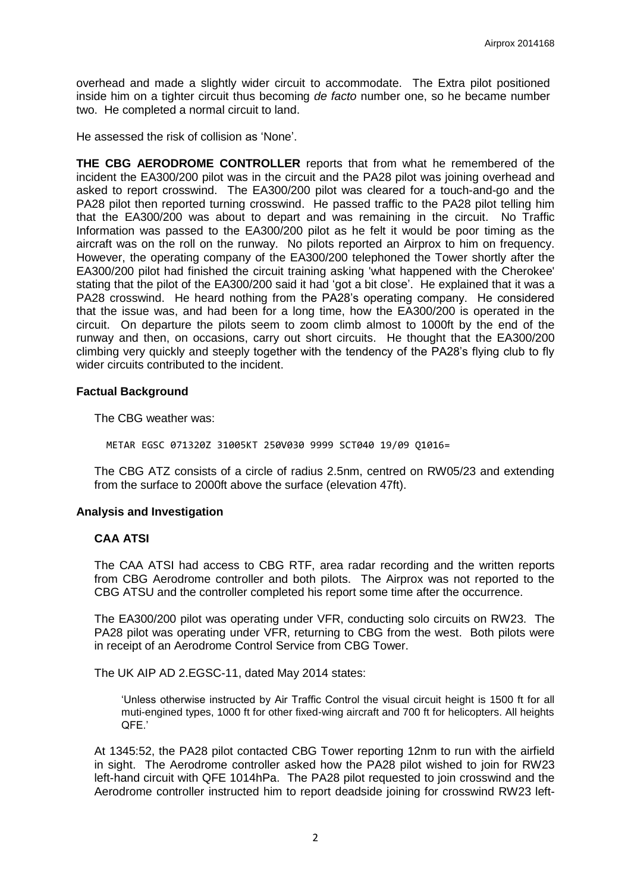overhead and made a slightly wider circuit to accommodate. The Extra pilot positioned inside him on a tighter circuit thus becoming *de facto* number one, so he became number two. He completed a normal circuit to land.

He assessed the risk of collision as 'None'.

**THE CBG AERODROME CONTROLLER** reports that from what he remembered of the incident the EA300/200 pilot was in the circuit and the PA28 pilot was joining overhead and asked to report crosswind. The EA300/200 pilot was cleared for a touch-and-go and the PA28 pilot then reported turning crosswind. He passed traffic to the PA28 pilot telling him that the EA300/200 was about to depart and was remaining in the circuit. No Traffic Information was passed to the EA300/200 pilot as he felt it would be poor timing as the aircraft was on the roll on the runway. No pilots reported an Airprox to him on frequency. However, the operating company of the EA300/200 telephoned the Tower shortly after the EA300/200 pilot had finished the circuit training asking 'what happened with the Cherokee' stating that the pilot of the EA300/200 said it had 'got a bit close'. He explained that it was a PA28 crosswind. He heard nothing from the PA28's operating company. He considered that the issue was, and had been for a long time, how the EA300/200 is operated in the circuit. On departure the pilots seem to zoom climb almost to 1000ft by the end of the runway and then, on occasions, carry out short circuits. He thought that the EA300/200 climbing very quickly and steeply together with the tendency of the PA28's flying club to fly wider circuits contributed to the incident.

## Factual Background

The CBG weather was:

```
METAR EGSC 071320Z 31005KT 250V030 9999 SCT040 19/09 Q1016=
```

The CBG ATZ consists of a circle of radius 2.5nm, centred on RW05/23 and extending from the surface to 2000ft above the surface (elevation 47ft).

## Analysis and Investigation

### CAA ATSI

The CAA ATSI had access to CBG RTF, area radar recording and the written reports from CBG Aerodrome controller and both pilots. The Airprox was not reported to the CBG ATSU and the controller completed his report some time after the occurrence.

The EA300/200 pilot was operating under VFR, conducting solo circuits on RW23. The PA28 pilot was operating under VFR, returning to CBG from the west. Both pilots were in receipt of an Aerodrome Control Service from CBG Tower.

The UK AIP AD 2.EGSC-11, dated May 2014 states:

> 'Unless otherwise instructed by Air Traffic Control the visual circuit height is 1500 ft for all muti-engined types, 1000 ft for other fixed-wing aircraft and 700 ft for helicopters. All heights QFE.'

At 1345:52, the PA28 pilot contacted CBG Tower reporting 12nm to run with the airfield in sight. The Aerodrome controller asked how the PA28 pilot wished to join for RW23 left-hand circuit with QFE 1014hPa. The PA28 pilot requested to join crosswind and the Aerodrome controller instructed him to report deadside joining for crosswind RW23 left-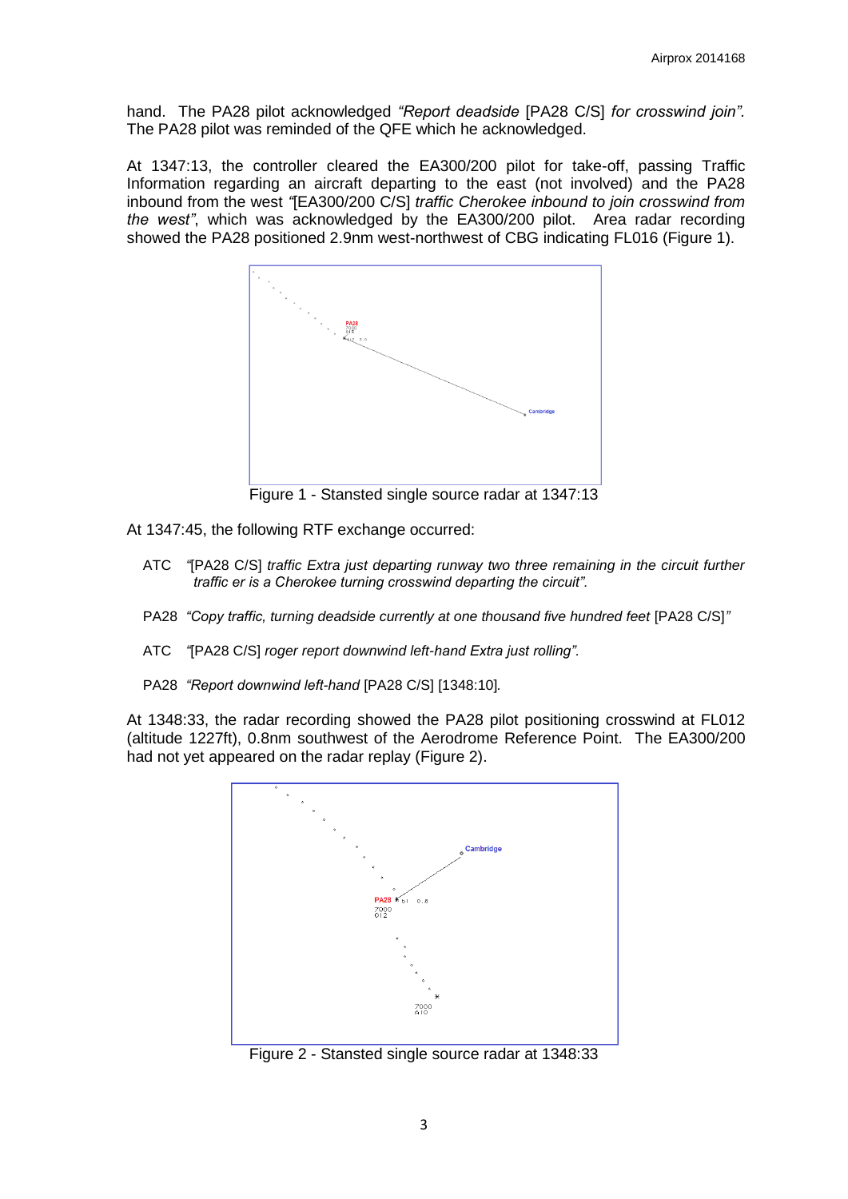hand. The PA28 pilot acknowledged *"Report deadside* [PA28 C/S] *for crosswind join"*. The PA28 pilot was reminded of the QFE which he acknowledged.

At 1347:13, the controller cleared the EA300/200 pilot for take-off, passing Traffic Information regarding an aircraft departing to the east (not involved) and the PA28 inbound from the west *"*[EA300/200 C/S] *traffic Cherokee inbound to join crosswind from the west"*, which was acknowledged by the EA300/200 pilot. Area radar recording showed the PA28 positioned 2.9nm west-northwest of CBG indicating FL016 (Figure 1).

Figure 1 - Stansted single source radar at 1347:13

At 1347:45, the following RTF exchange occurred:

ATC *"*[PA28 C/S] *traffic Extra just departing runway two three remaining in the circuit further traffic er is a Cherokee turning crosswind departing the circuit"*.

PA28 *"Copy traffic, turning deadside currently at one thousand five hundred feet* [PA28 C/S]*"*

ATC *"*[PA28 C/S] *roger report downwind left-hand Extra just rolling"*.

PA28 *"Report downwind left-hand* [PA28 C/S] [1348:10].

At 1348:33, the radar recording showed the PA28 pilot positioning crosswind at FL012 (altitude 1227ft), 0.8nm southwest of the Aerodrome Reference Point. The EA300/200 had not yet appeared on the radar replay (Figure 2).

Figure 2 - Stansted single source radar at 1348:33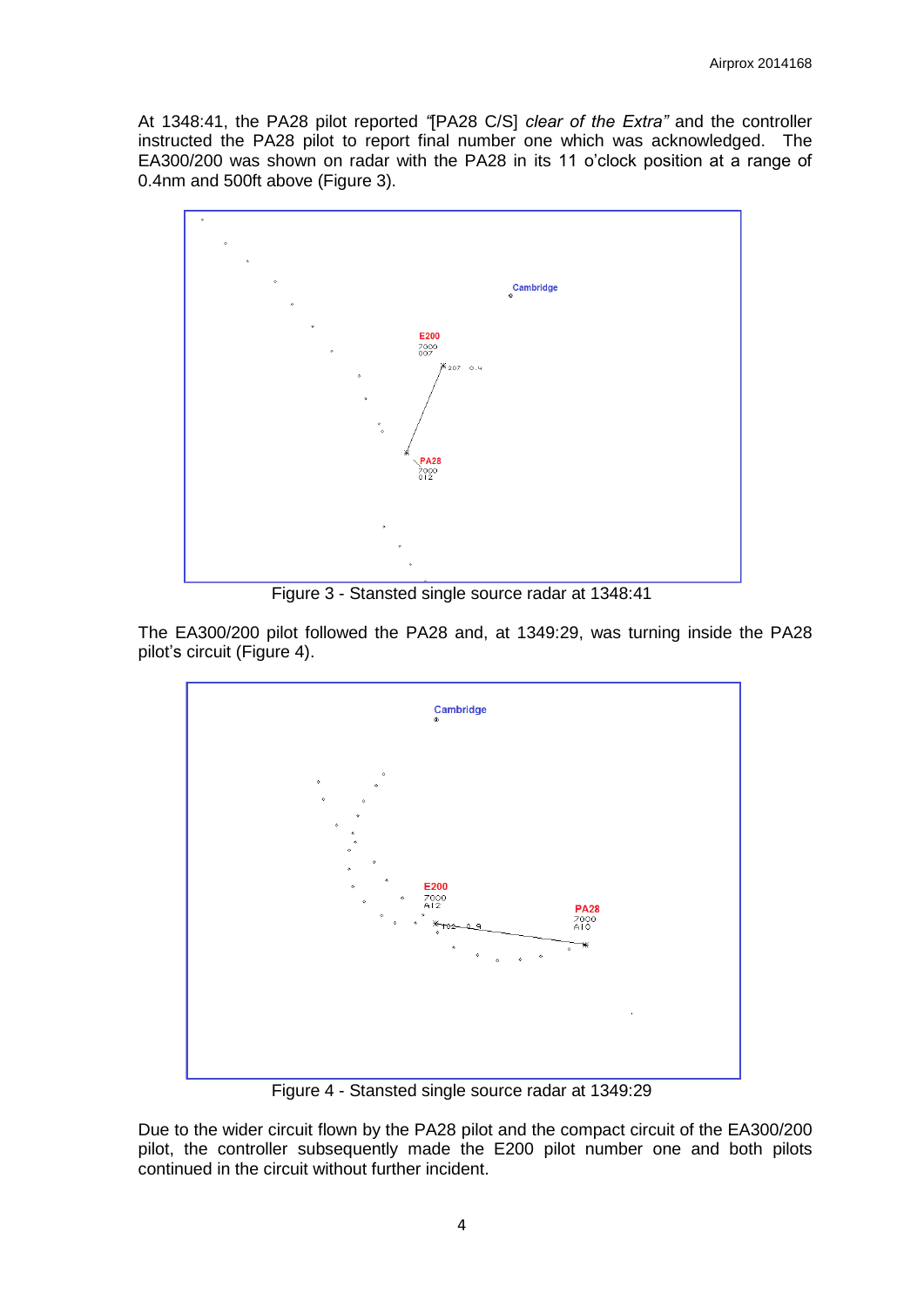At 1348:41, the PA28 pilot reported *"*[PA28 C/S] *clear of the Extra"* and the controller instructed the PA28 pilot to report final number one which was acknowledged. The EA300/200 was shown on radar with the PA28 in its 11 o'clock position at a range of 0.4nm and 500ft above (Figure 3).

Figure 3 - Stansted single source radar at 1348:41

The EA300/200 pilot followed the PA28 and, at 1349:29, was turning inside the PA28 pilot's circuit (Figure 4).

Figure 4 - Stansted single source radar at 1349:29

Due to the wider circuit flown by the PA28 pilot and the compact circuit of the EA300/200 pilot, the controller subsequently made the E200 pilot number one and both pilots continued in the circuit without further incident.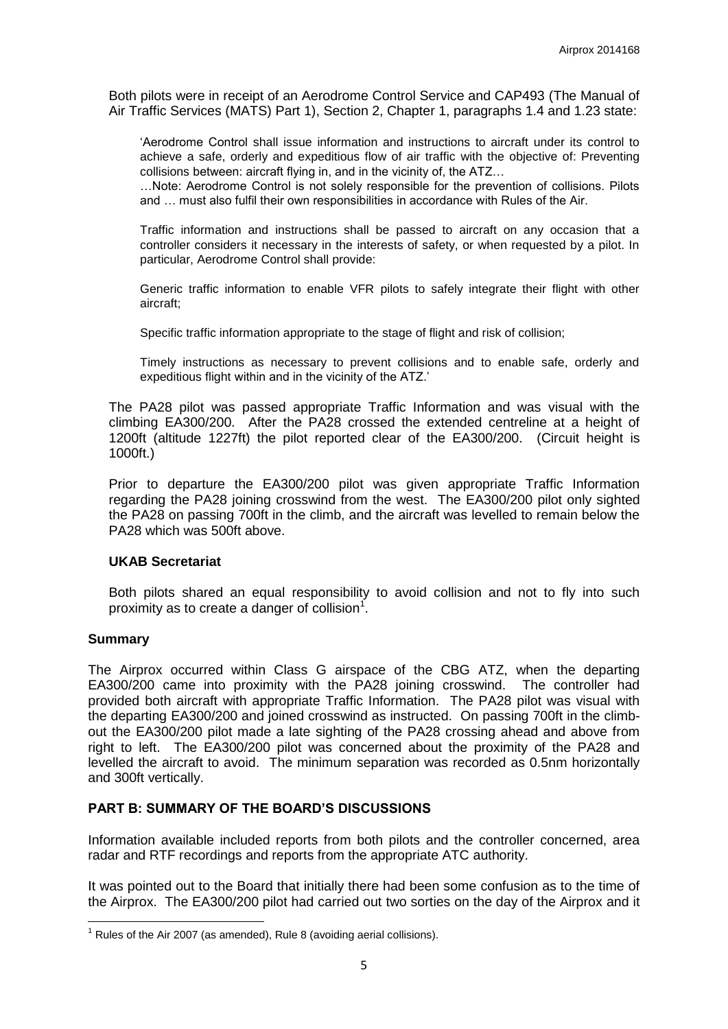Both pilots were in receipt of an Aerodrome Control Service and CAP493 (The Manual of Air Traffic Services (MATS) Part 1), Section 2, Chapter 1, paragraphs 1.4 and 1.23 state:

> 'Aerodrome Control shall issue information and instructions to aircraft under its control to achieve a safe, orderly and expeditious flow of air traffic with the objective of: Preventing collisions between: aircraft flying in, and in the vicinity of, the ATZ…
>
> …Note: Aerodrome Control is not solely responsible for the prevention of collisions. Pilots and … must also fulfil their own responsibilities in accordance with Rules of the Air.
>
> Traffic information and instructions shall be passed to aircraft on any occasion that a controller considers it necessary in the interests of safety, or when requested by a pilot. In particular, Aerodrome Control shall provide:
>
> Generic traffic information to enable VFR pilots to safely integrate their flight with other aircraft;
>
> Specific traffic information appropriate to the stage of flight and risk of collision;
>
> Timely instructions as necessary to prevent collisions and to enable safe, orderly and expeditious flight within and in the vicinity of the ATZ.'

The PA28 pilot was passed appropriate Traffic Information and was visual with the climbing EA300/200. After the PA28 crossed the extended centreline at a height of 1200ft (altitude 1227ft) the pilot reported clear of the EA300/200. (Circuit height is 1000ft.)

Prior to departure the EA300/200 pilot was given appropriate Traffic Information regarding the PA28 joining crosswind from the west. The EA300/200 pilot only sighted the PA28 on passing 700ft in the climb, and the aircraft was levelled to remain below the PA28 which was 500ft above.

### UKAB Secretariat

Both pilots shared an equal responsibility to avoid collision and not to fly into such proximity as to create a danger of collision[1].

## Summary

The Airprox occurred within Class G airspace of the CBG ATZ, when the departing EA300/200 came into proximity with the PA28 joining crosswind. The controller had provided both aircraft with appropriate Traffic Information. The PA28 pilot was visual with the departing EA300/200 and joined crosswind as instructed. On passing 700ft in the climb-out the EA300/200 pilot made a late sighting of the PA28 crossing ahead and above from right to left. The EA300/200 pilot was concerned about the proximity of the PA28 and levelled the aircraft to avoid. The minimum separation was recorded as 0.5nm horizontally and 300ft vertically.

## PART B: SUMMARY OF THE BOARD'S DISCUSSIONS

Information available included reports from both pilots and the controller concerned, area radar and RTF recordings and reports from the appropriate ATC authority.

It was pointed out to the Board that initially there had been some confusion as to the time of the Airprox. The EA300/200 pilot had carried out two sorties on the day of the Airprox and it

---

[1] Rules of the Air 2007 (as amended), Rule 8 (avoiding aerial collisions).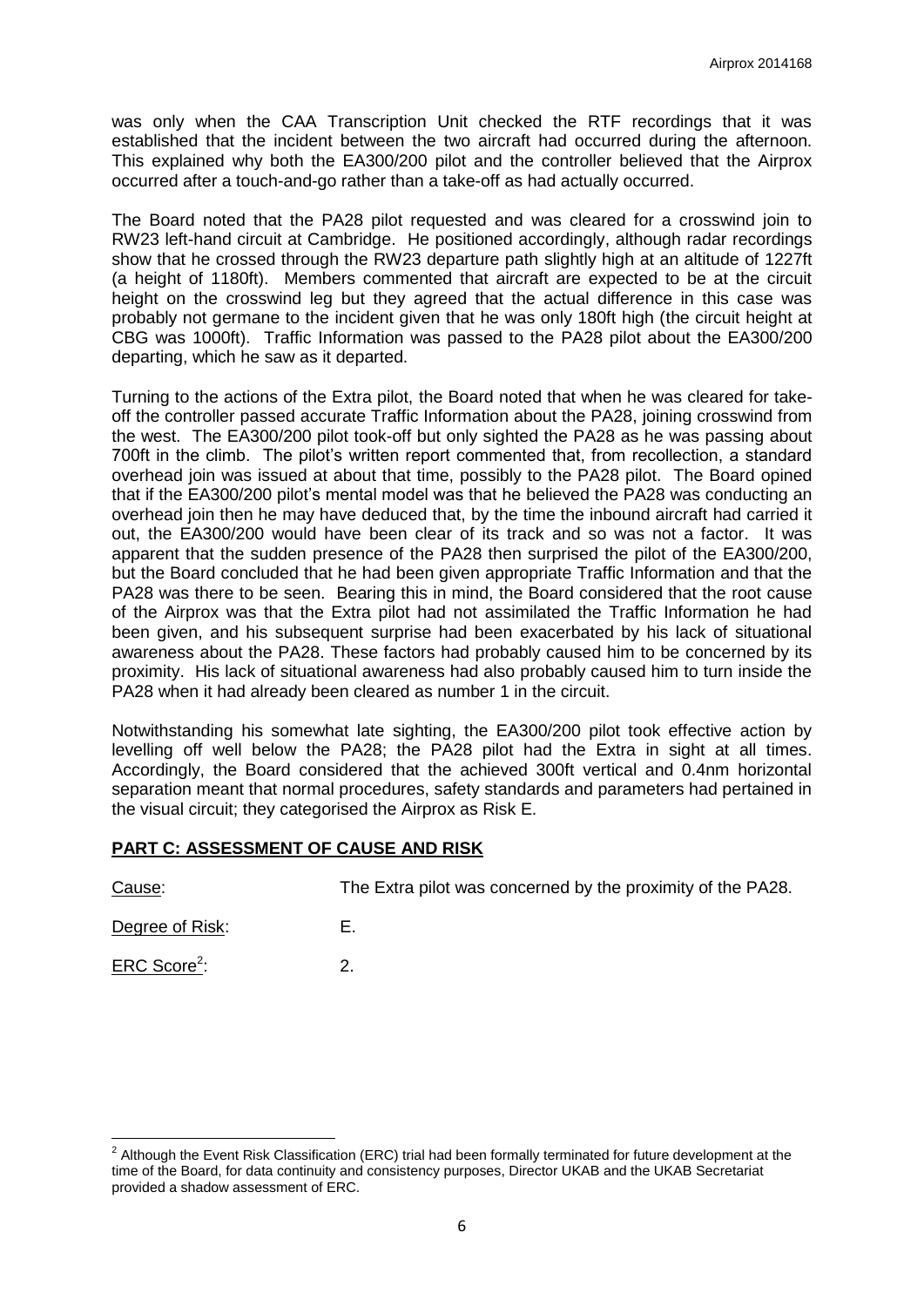was only when the CAA Transcription Unit checked the RTF recordings that it was established that the incident between the two aircraft had occurred during the afternoon. This explained why both the EA300/200 pilot and the controller believed that the Airprox occurred after a touch-and-go rather than a take-off as had actually occurred.

The Board noted that the PA28 pilot requested and was cleared for a crosswind join to RW23 left-hand circuit at Cambridge. He positioned accordingly, although radar recordings show that he crossed through the RW23 departure path slightly high at an altitude of 1227ft (a height of 1180ft). Members commented that aircraft are expected to be at the circuit height on the crosswind leg but they agreed that the actual difference in this case was probably not germane to the incident given that he was only 180ft high (the circuit height at CBG was 1000ft). Traffic Information was passed to the PA28 pilot about the EA300/200 departing, which he saw as it departed.

Turning to the actions of the Extra pilot, the Board noted that when he was cleared for take-off the controller passed accurate Traffic Information about the PA28, joining crosswind from the west. The EA300/200 pilot took-off but only sighted the PA28 as he was passing about 700ft in the climb. The pilot's written report commented that, from recollection, a standard overhead join was issued at about that time, possibly to the PA28 pilot. The Board opined that if the EA300/200 pilot's mental model was that he believed the PA28 was conducting an overhead join then he may have deduced that, by the time the inbound aircraft had carried it out, the EA300/200 would have been clear of its track and so was not a factor. It was apparent that the sudden presence of the PA28 then surprised the pilot of the EA300/200, but the Board concluded that he had been given appropriate Traffic Information and that the PA28 was there to be seen. Bearing this in mind, the Board considered that the root cause of the Airprox was that the Extra pilot had not assimilated the Traffic Information he had been given, and his subsequent surprise had been exacerbated by his lack of situational awareness about the PA28. These factors had probably caused him to be concerned by its proximity. His lack of situational awareness had also probably caused him to turn inside the PA28 when it had already been cleared as number 1 in the circuit.

Notwithstanding his somewhat late sighting, the EA300/200 pilot took effective action by levelling off well below the PA28; the PA28 pilot had the Extra in sight at all times. Accordingly, the Board considered that the achieved 300ft vertical and 0.4nm horizontal separation meant that normal procedures, safety standards and parameters had pertained in the visual circuit; they categorised the Airprox as Risk E.

## PART C: ASSESSMENT OF CAUSE AND RISK

Cause: The Extra pilot was concerned by the proximity of the PA28.

Degree of Risk: E.

ERC Score[2]: 2.

---

[2] Although the Event Risk Classification (ERC) trial had been formally terminated for future development at the time of the Board, for data continuity and consistency purposes, Director UKAB and the UKAB Secretariat provided a shadow assessment of ERC.